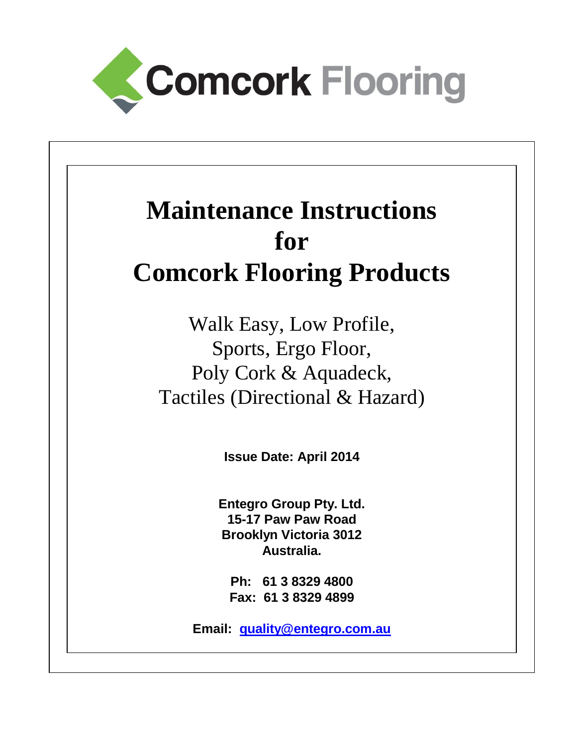Comcork Flooring

# Maintenance Instructions for Comcork Flooring Products

Walk Easy, Low Profile,
Sports, Ergo Floor,
Poly Cork & Aquadeck,
Tactiles (Directional & Hazard)

**Issue Date: April 2014**

**Entegro Group Pty. Ltd.**
**15-17 Paw Paw Road**
**Brooklyn Victoria 3012**
**Australia.**

**Ph: 61 3 8329 4800**
**Fax: 61 3 8329 4899**

**Email: quality@entegro.com.au**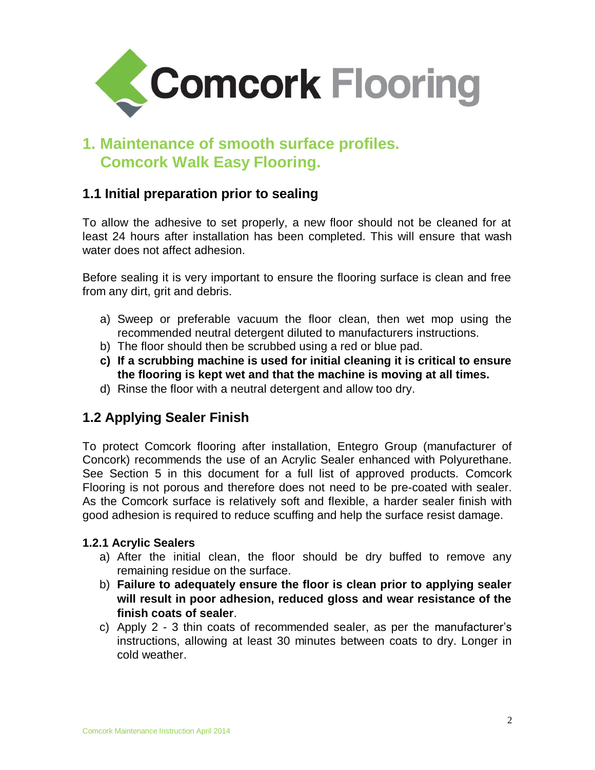Comcork Flooring

# 1. Maintenance of smooth surface profiles.
# Comcork Walk Easy Flooring.

## 1.1 Initial preparation prior to sealing

To allow the adhesive to set properly, a new floor should not be cleaned for at least 24 hours after installation has been completed. This will ensure that wash water does not affect adhesion.

Before sealing it is very important to ensure the flooring surface is clean and free from any dirt, grit and debris.

a) Sweep or preferable vacuum the floor clean, then wet mop using the recommended neutral detergent diluted to manufacturers instructions.
b) The floor should then be scrubbed using a red or blue pad.
**c) If a scrubbing machine is used for initial cleaning it is critical to ensure the flooring is kept wet and that the machine is moving at all times.**
d) Rinse the floor with a neutral detergent and allow too dry.

## 1.2 Applying Sealer Finish

To protect Comcork flooring after installation, Entegro Group (manufacturer of Concork) recommends the use of an Acrylic Sealer enhanced with Polyurethane. See Section 5 in this document for a full list of approved products. Comcork Flooring is not porous and therefore does not need to be pre-coated with sealer. As the Comcork surface is relatively soft and flexible, a harder sealer finish with good adhesion is required to reduce scuffing and help the surface resist damage.

### 1.2.1 Acrylic Sealers

a) After the initial clean, the floor should be dry buffed to remove any remaining residue on the surface.
b) **Failure to adequately ensure the floor is clean prior to applying sealer will result in poor adhesion, reduced gloss and wear resistance of the finish coats of sealer**.
c) Apply 2 - 3 thin coats of recommended sealer, as per the manufacturer's instructions, allowing at least 30 minutes between coats to dry. Longer in cold weather.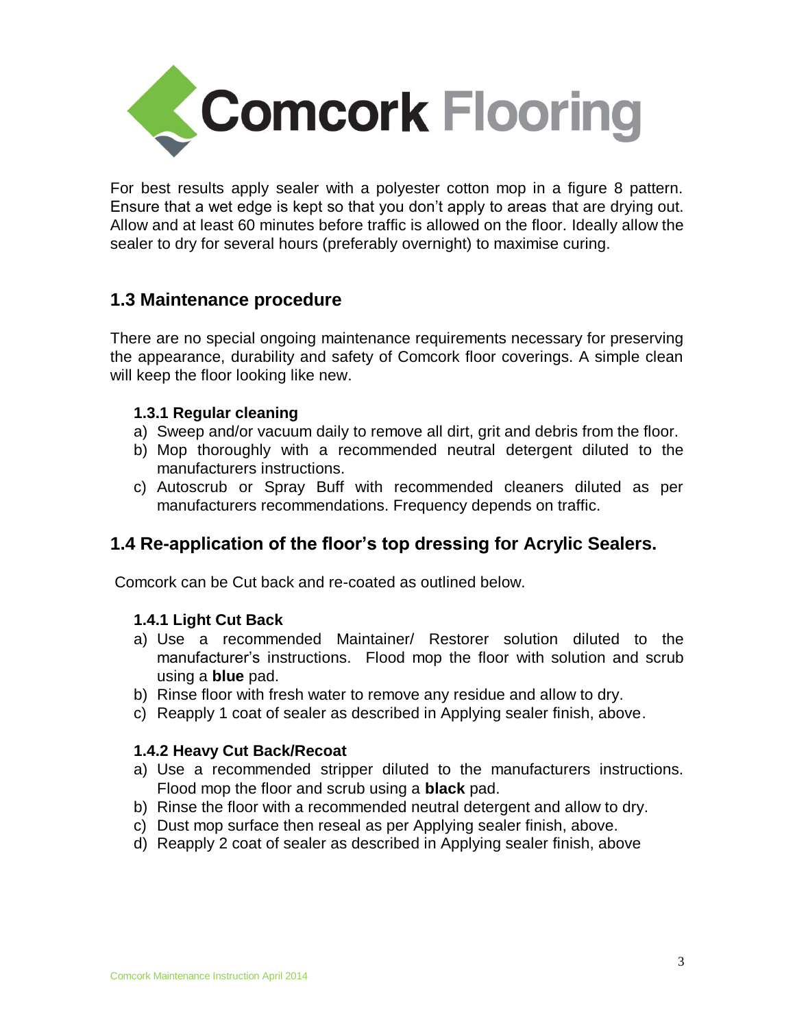For best results apply sealer with a polyester cotton mop in a figure 8 pattern. Ensure that a wet edge is kept so that you don't apply to areas that are drying out. Allow and at least 60 minutes before traffic is allowed on the floor. Ideally allow the sealer to dry for several hours (preferably overnight) to maximise curing.

## 1.3 Maintenance procedure

There are no special ongoing maintenance requirements necessary for preserving the appearance, durability and safety of Comcork floor coverings. A simple clean will keep the floor looking like new.

### 1.3.1 Regular cleaning

a) Sweep and/or vacuum daily to remove all dirt, grit and debris from the floor.
b) Mop thoroughly with a recommended neutral detergent diluted to the manufacturers instructions.
c) Autoscrub or Spray Buff with recommended cleaners diluted as per manufacturers recommendations. Frequency depends on traffic.

## 1.4 Re-application of the floor's top dressing for Acrylic Sealers.

Comcork can be Cut back and re-coated as outlined below.

### 1.4.1 Light Cut Back

a) Use a recommended Maintainer/ Restorer solution diluted to the manufacturer's instructions. Flood mop the floor with solution and scrub using a **blue** pad.
b) Rinse floor with fresh water to remove any residue and allow to dry.
c) Reapply 1 coat of sealer as described in Applying sealer finish, above.

### 1.4.2 Heavy Cut Back/Recoat

a) Use a recommended stripper diluted to the manufacturers instructions. Flood mop the floor and scrub using a **black** pad.
b) Rinse the floor with a recommended neutral detergent and allow to dry.
c) Dust mop surface then reseal as per Applying sealer finish, above.
d) Reapply 2 coat of sealer as described in Applying sealer finish, above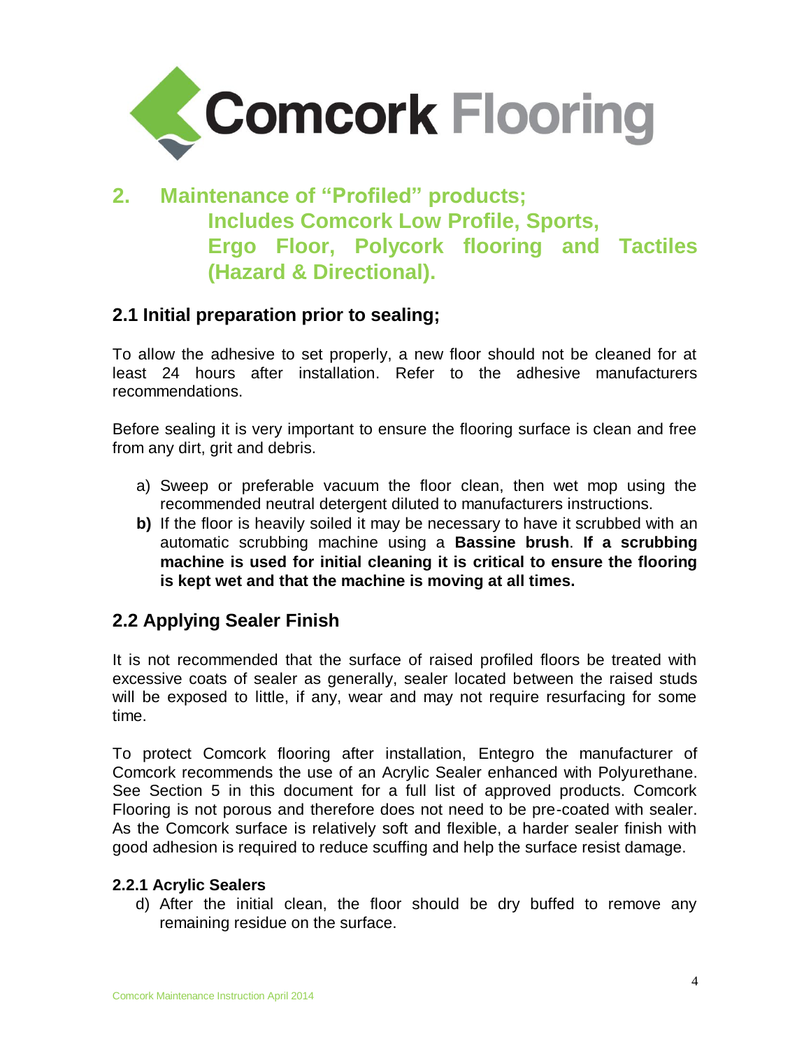## 2. Maintenance of "Profiled" products; Includes Comcork Low Profile, Sports, Ergo Floor, Polycork flooring and Tactiles (Hazard & Directional).

### 2.1 Initial preparation prior to sealing;

To allow the adhesive to set properly, a new floor should not be cleaned for at least 24 hours after installation. Refer to the adhesive manufacturers recommendations.

Before sealing it is very important to ensure the flooring surface is clean and free from any dirt, grit and debris.

a) Sweep or preferable vacuum the floor clean, then wet mop using the recommended neutral detergent diluted to manufacturers instructions.

**b)** If the floor is heavily soiled it may be necessary to have it scrubbed with an automatic scrubbing machine using a **Bassine brush**. **If a scrubbing machine is used for initial cleaning it is critical to ensure the flooring is kept wet and that the machine is moving at all times.**

### 2.2 Applying Sealer Finish

It is not recommended that the surface of raised profiled floors be treated with excessive coats of sealer as generally, sealer located between the raised studs will be exposed to little, if any, wear and may not require resurfacing for some time.

To protect Comcork flooring after installation, Entegro the manufacturer of Comcork recommends the use of an Acrylic Sealer enhanced with Polyurethane. See Section 5 in this document for a full list of approved products. Comcork Flooring is not porous and therefore does not need to be pre-coated with sealer. As the Comcork surface is relatively soft and flexible, a harder sealer finish with good adhesion is required to reduce scuffing and help the surface resist damage.

#### 2.2.1 Acrylic Sealers

d) After the initial clean, the floor should be dry buffed to remove any remaining residue on the surface.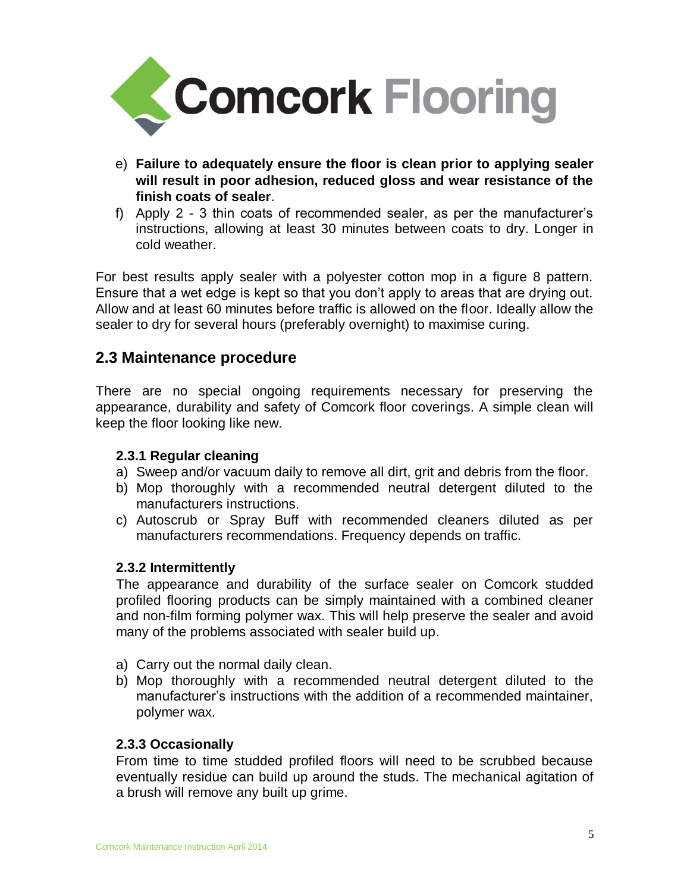e) **Failure to adequately ensure the floor is clean prior to applying sealer will result in poor adhesion, reduced gloss and wear resistance of the finish coats of sealer**.
f) Apply 2 - 3 thin coats of recommended sealer, as per the manufacturer's instructions, allowing at least 30 minutes between coats to dry. Longer in cold weather.

For best results apply sealer with a polyester cotton mop in a figure 8 pattern. Ensure that a wet edge is kept so that you don't apply to areas that are drying out. Allow and at least 60 minutes before traffic is allowed on the floor. Ideally allow the sealer to dry for several hours (preferably overnight) to maximise curing.

## 2.3 Maintenance procedure

There are no special ongoing requirements necessary for preserving the appearance, durability and safety of Comcork floor coverings. A simple clean will keep the floor looking like new.

### 2.3.1 Regular cleaning

a) Sweep and/or vacuum daily to remove all dirt, grit and debris from the floor.
b) Mop thoroughly with a recommended neutral detergent diluted to the manufacturers instructions.
c) Autoscrub or Spray Buff with recommended cleaners diluted as per manufacturers recommendations. Frequency depends on traffic.

### 2.3.2 Intermittently

The appearance and durability of the surface sealer on Comcork studded profiled flooring products can be simply maintained with a combined cleaner and non-film forming polymer wax. This will help preserve the sealer and avoid many of the problems associated with sealer build up.

a) Carry out the normal daily clean.
b) Mop thoroughly with a recommended neutral detergent diluted to the manufacturer's instructions with the addition of a recommended maintainer, polymer wax.

### 2.3.3 Occasionally

From time to time studded profiled floors will need to be scrubbed because eventually residue can build up around the studs. The mechanical agitation of a brush will remove any built up grime.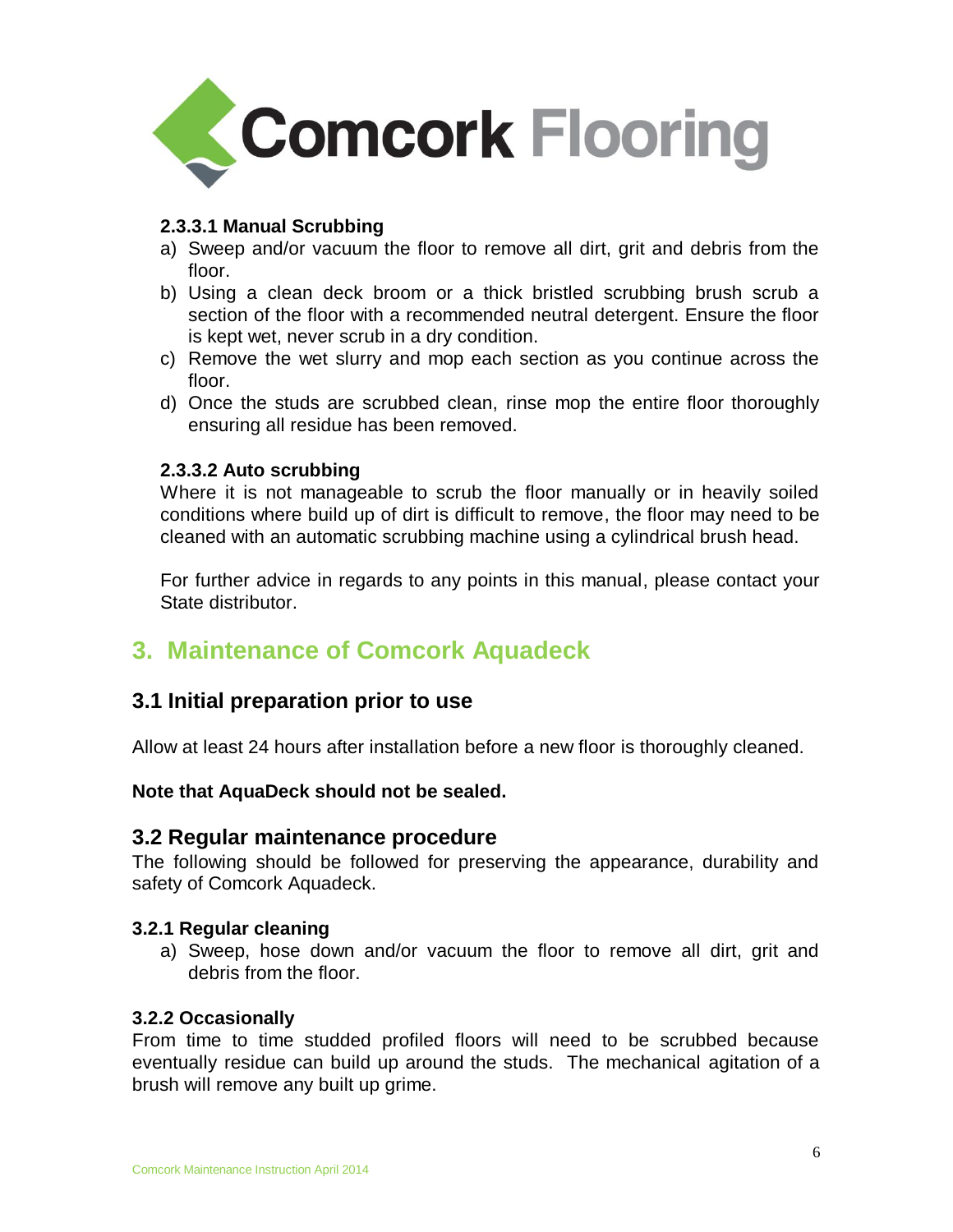#### 2.3.3.1 Manual Scrubbing

a) Sweep and/or vacuum the floor to remove all dirt, grit and debris from the floor.
b) Using a clean deck broom or a thick bristled scrubbing brush scrub a section of the floor with a recommended neutral detergent. Ensure the floor is kept wet, never scrub in a dry condition.
c) Remove the wet slurry and mop each section as you continue across the floor.
d) Once the studs are scrubbed clean, rinse mop the entire floor thoroughly ensuring all residue has been removed.

#### 2.3.3.2 Auto scrubbing

Where it is not manageable to scrub the floor manually or in heavily soiled conditions where build up of dirt is difficult to remove, the floor may need to be cleaned with an automatic scrubbing machine using a cylindrical brush head.

For further advice in regards to any points in this manual, please contact your State distributor.

# 3. Maintenance of Comcork Aquadeck

## 3.1 Initial preparation prior to use

Allow at least 24 hours after installation before a new floor is thoroughly cleaned.

**Note that AquaDeck should not be sealed.**

## 3.2 Regular maintenance procedure

The following should be followed for preserving the appearance, durability and safety of Comcork Aquadeck.

### 3.2.1 Regular cleaning

a) Sweep, hose down and/or vacuum the floor to remove all dirt, grit and debris from the floor.

### 3.2.2 Occasionally

From time to time studded profiled floors will need to be scrubbed because eventually residue can build up around the studs. The mechanical agitation of a brush will remove any built up grime.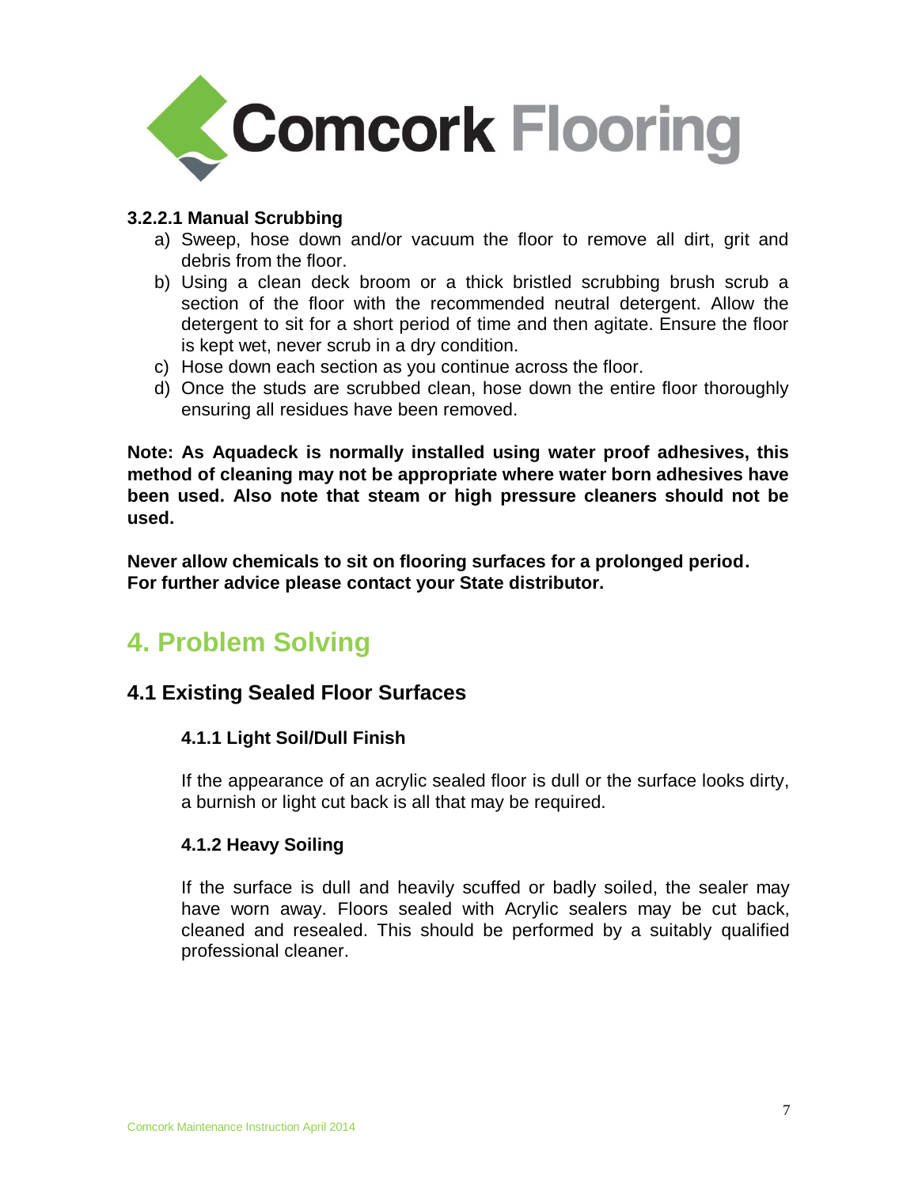#### 3.2.2.1 Manual Scrubbing

a) Sweep, hose down and/or vacuum the floor to remove all dirt, grit and debris from the floor.
b) Using a clean deck broom or a thick bristled scrubbing brush scrub a section of the floor with the recommended neutral detergent. Allow the detergent to sit for a short period of time and then agitate. Ensure the floor is kept wet, never scrub in a dry condition.
c) Hose down each section as you continue across the floor.
d) Once the studs are scrubbed clean, hose down the entire floor thoroughly ensuring all residues have been removed.

**Note: As Aquadeck is normally installed using water proof adhesives, this method of cleaning may not be appropriate where water born adhesives have been used. Also note that steam or high pressure cleaners should not be used.**

**Never allow chemicals to sit on flooring surfaces for a prolonged period. For further advice please contact your State distributor.**

# 4. Problem Solving

## 4.1 Existing Sealed Floor Surfaces

### 4.1.1 Light Soil/Dull Finish

If the appearance of an acrylic sealed floor is dull or the surface looks dirty, a burnish or light cut back is all that may be required.

### 4.1.2 Heavy Soiling

If the surface is dull and heavily scuffed or badly soiled, the sealer may have worn away. Floors sealed with Acrylic sealers may be cut back, cleaned and resealed. This should be performed by a suitably qualified professional cleaner.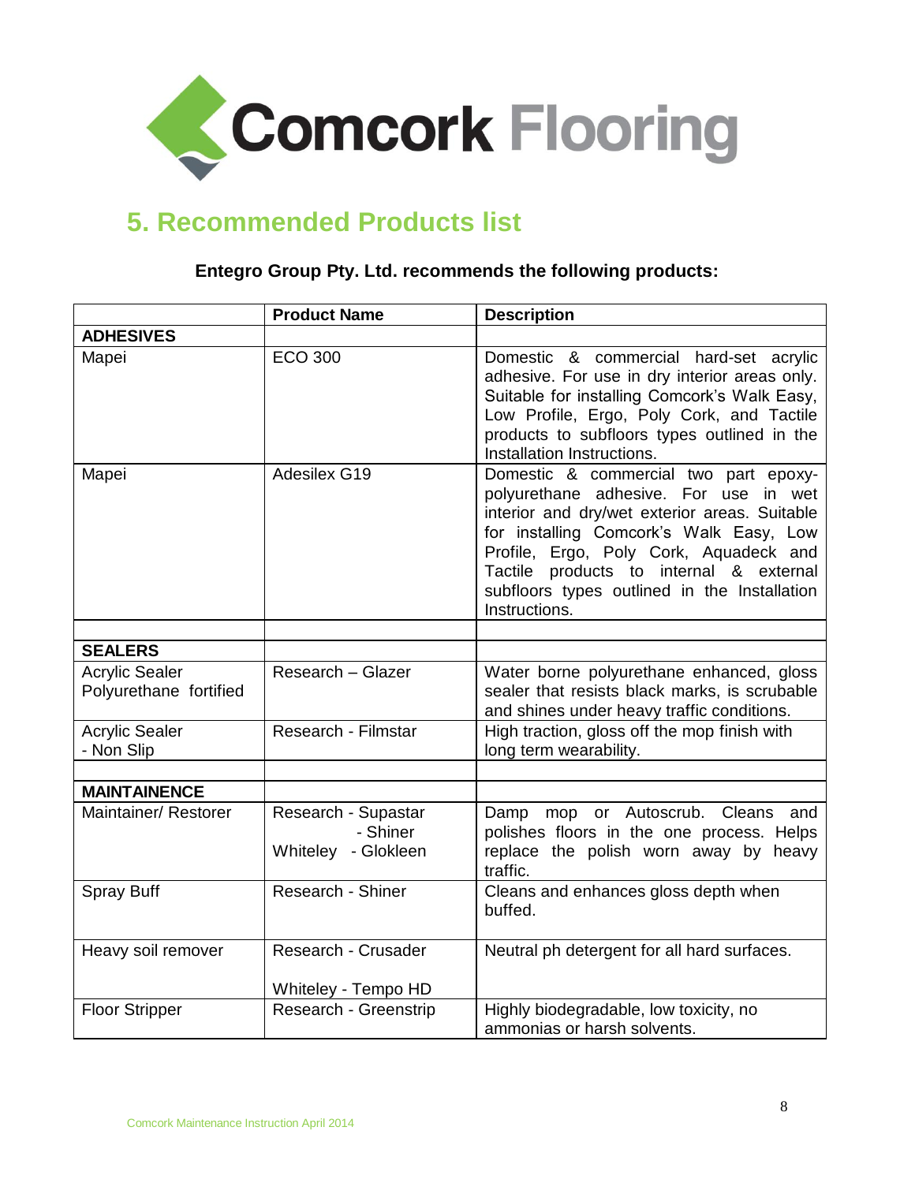# 5. Recommended Products list

**Entegro Group Pty. Ltd. recommends the following products:**

| | Product Name | Description |
|---|---|---|
| **ADHESIVES** | | |
| Mapei | ECO 300 | Domestic & commercial hard-set acrylic adhesive. For use in dry interior areas only. Suitable for installing Comcork's Walk Easy, Low Profile, Ergo, Poly Cork, and Tactile products to subfloors types outlined in the Installation Instructions. |
| Mapei | Adesilex G19 | Domestic & commercial two part epoxy-polyurethane adhesive. For use in wet interior and dry/wet exterior areas. Suitable for installing Comcork's Walk Easy, Low Profile, Ergo, Poly Cork, Aquadeck and Tactile products to internal & external subfloors types outlined in the Installation Instructions. |
| | | |
| **SEALERS** | | |
| Acrylic Sealer Polyurethane fortified | Research – Glazer | Water borne polyurethane enhanced, gloss sealer that resists black marks, is scrubable and shines under heavy traffic conditions. |
| Acrylic Sealer - Non Slip | Research - Filmstar | High traction, gloss off the mop finish with long term wearability. |
| | | |
| **MAINTAINENCE** | | |
| Maintainer/ Restorer | Research - Supastar<br>- Shiner<br>Whiteley - Glokleen | Damp mop or Autoscrub. Cleans and polishes floors in the one process. Helps replace the polish worn away by heavy traffic. |
| Spray Buff | Research - Shiner | Cleans and enhances gloss depth when buffed. |
| Heavy soil remover | Research - Crusader<br><br>Whiteley - Tempo HD | Neutral ph detergent for all hard surfaces. |
| Floor Stripper | Research - Greenstrip | Highly biodegradable, low toxicity, no ammonias or harsh solvents. |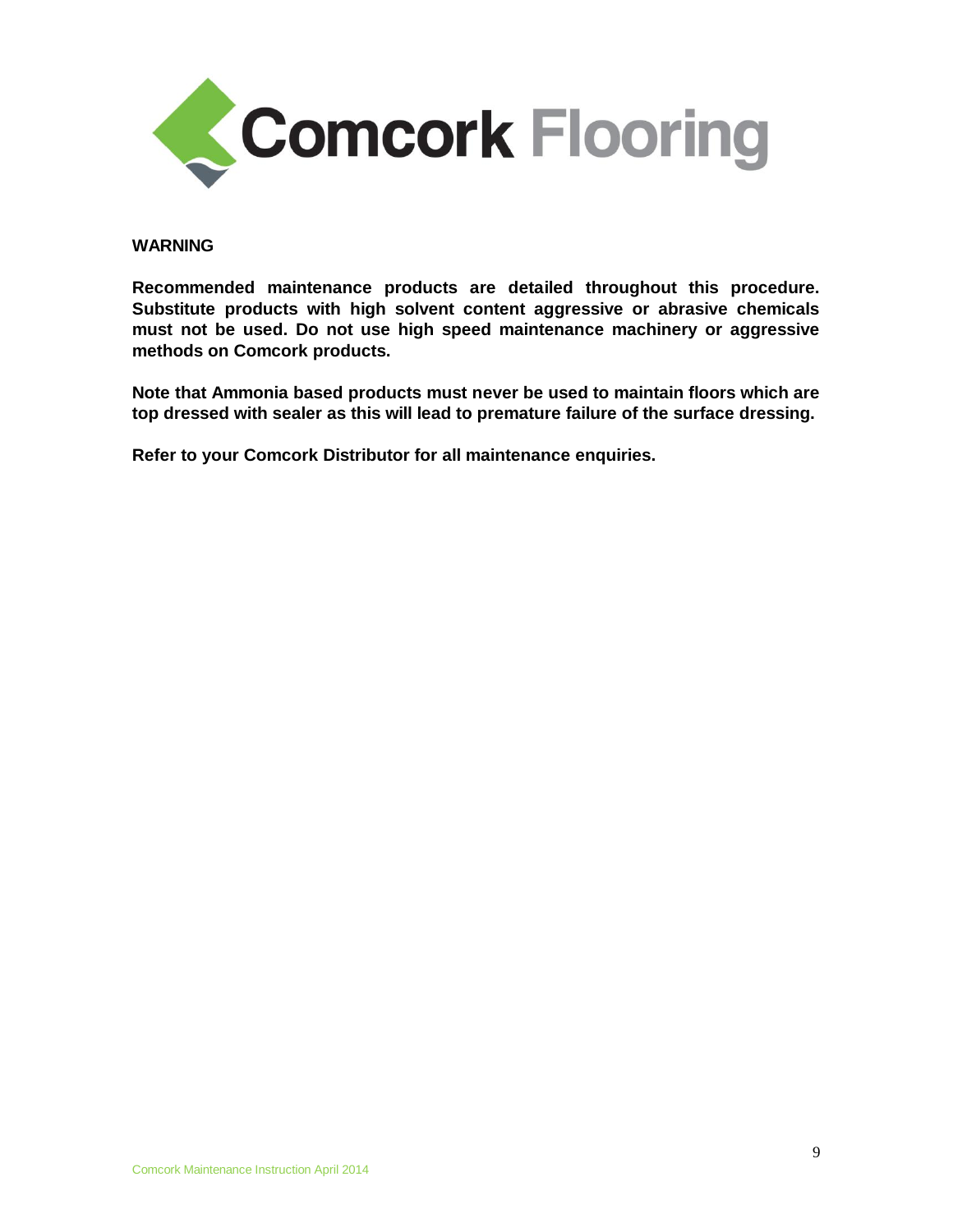Comcork Flooring

**WARNING**

**Recommended maintenance products are detailed throughout this procedure. Substitute products with high solvent content aggressive or abrasive chemicals must not be used. Do not use high speed maintenance machinery or aggressive methods on Comcork products.**

**Note that Ammonia based products must never be used to maintain floors which are top dressed with sealer as this will lead to premature failure of the surface dressing.**

**Refer to your Comcork Distributor for all maintenance enquiries.**